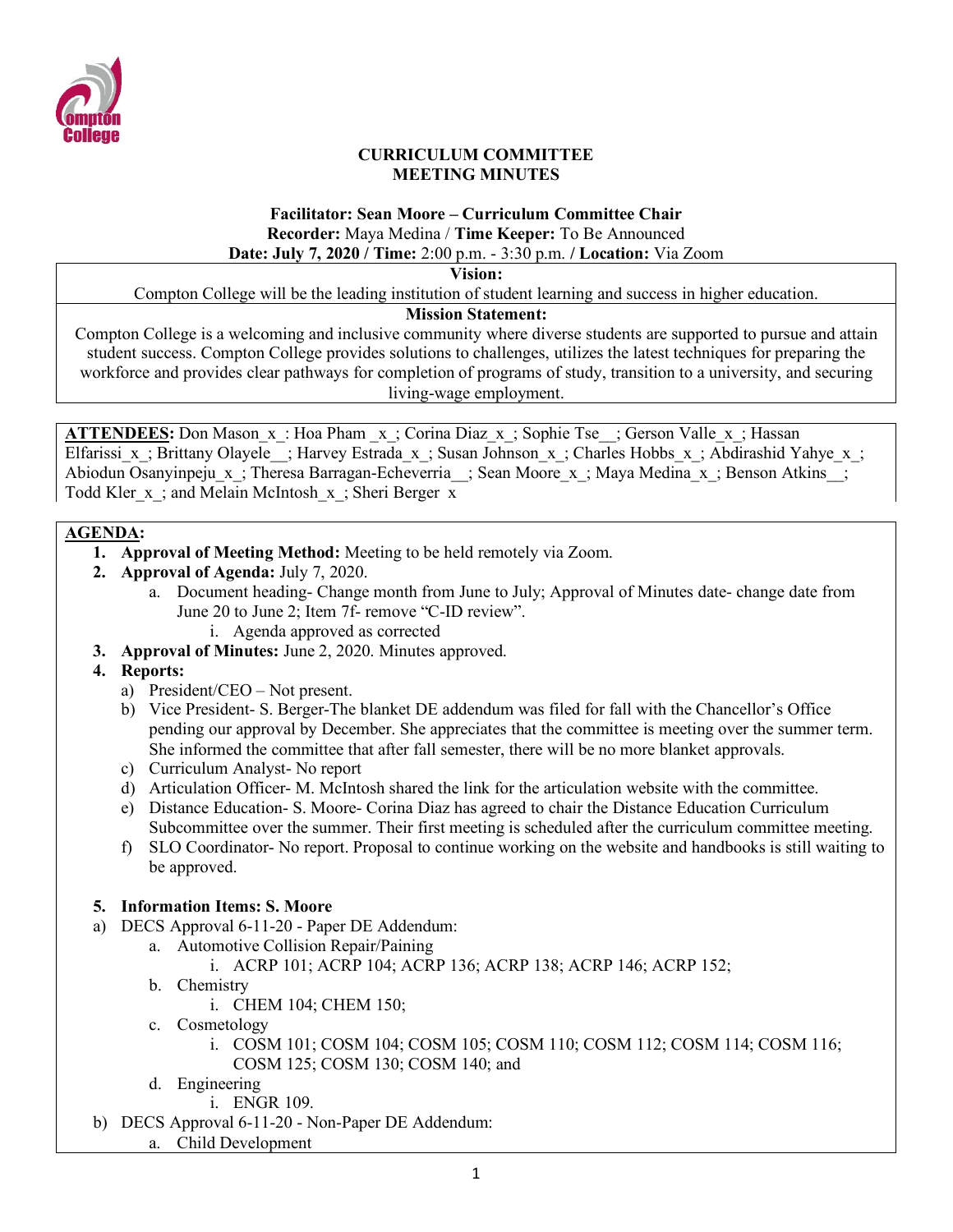# CURRICULUM COMMITTEE
## MEETING MINUTES

**Facilitator: Sean Moore – Curriculum Committee Chair**
**Recorder:** Maya Medina / **Time Keeper:** To Be Announced
**Date: July 7, 2020 / Time:** 2:00 p.m. - 3:30 p.m. **/ Location:** Via Zoom

**Vision:**
Compton College will be the leading institution of student learning and success in higher education.

**Mission Statement:**
Compton College is a welcoming and inclusive community where diverse students are supported to pursue and attain student success. Compton College provides solutions to challenges, utilizes the latest techniques for preparing the workforce and provides clear pathways for completion of programs of study, transition to a university, and securing living-wage employment.

**ATTENDEES:** Don Mason_x_: Hoa Pham _x_; Corina Diaz_x_; Sophie Tse__; Gerson Valle_x_; Hassan Elfarissi_x_; Brittany Olayele__; Harvey Estrada_x_; Susan Johnson_x_; Charles Hobbs_x_; Abdirashid Yahye_x_; Abiodun Osanyinpeju_x_; Theresa Barragan-Echeverria__; Sean Moore_x_; Maya Medina_x_; Benson Atkins__; Todd Kler_x_; and Melain McIntosh_x_; Sheri Berger x

**AGENDA:**

1. **Approval of Meeting Method:** Meeting to be held remotely via Zoom.
2. **Approval of Agenda:** July 7, 2020.
   a. Document heading- Change month from June to July; Approval of Minutes date- change date from June 20 to June 2; Item 7f- remove "C-ID review".
      i. Agenda approved as corrected
3. **Approval of Minutes:** June 2, 2020. Minutes approved.
4. **Reports:**
   a) President/CEO – Not present.
   b) Vice President- S. Berger-The blanket DE addendum was filed for fall with the Chancellor's Office pending our approval by December. She appreciates that the committee is meeting over the summer term. She informed the committee that after fall semester, there will be no more blanket approvals.
   c) Curriculum Analyst- No report
   d) Articulation Officer- M. McIntosh shared the link for the articulation website with the committee.
   e) Distance Education- S. Moore- Corina Diaz has agreed to chair the Distance Education Curriculum Subcommittee over the summer. Their first meeting is scheduled after the curriculum committee meeting.
   f) SLO Coordinator- No report. Proposal to continue working on the website and handbooks is still waiting to be approved.

5. **Information Items: S. Moore**
   a) DECS Approval 6-11-20 - Paper DE Addendum:
      a. Automotive Collision Repair/Paining
         i. ACRP 101; ACRP 104; ACRP 136; ACRP 138; ACRP 146; ACRP 152;
      b. Chemistry
         i. CHEM 104; CHEM 150;
      c. Cosmetology
         i. COSM 101; COSM 104; COSM 105; COSM 110; COSM 112; COSM 114; COSM 116; COSM 125; COSM 130; COSM 140; and
      d. Engineering
         i. ENGR 109.
   b) DECS Approval 6-11-20 - Non-Paper DE Addendum:
      a. Child Development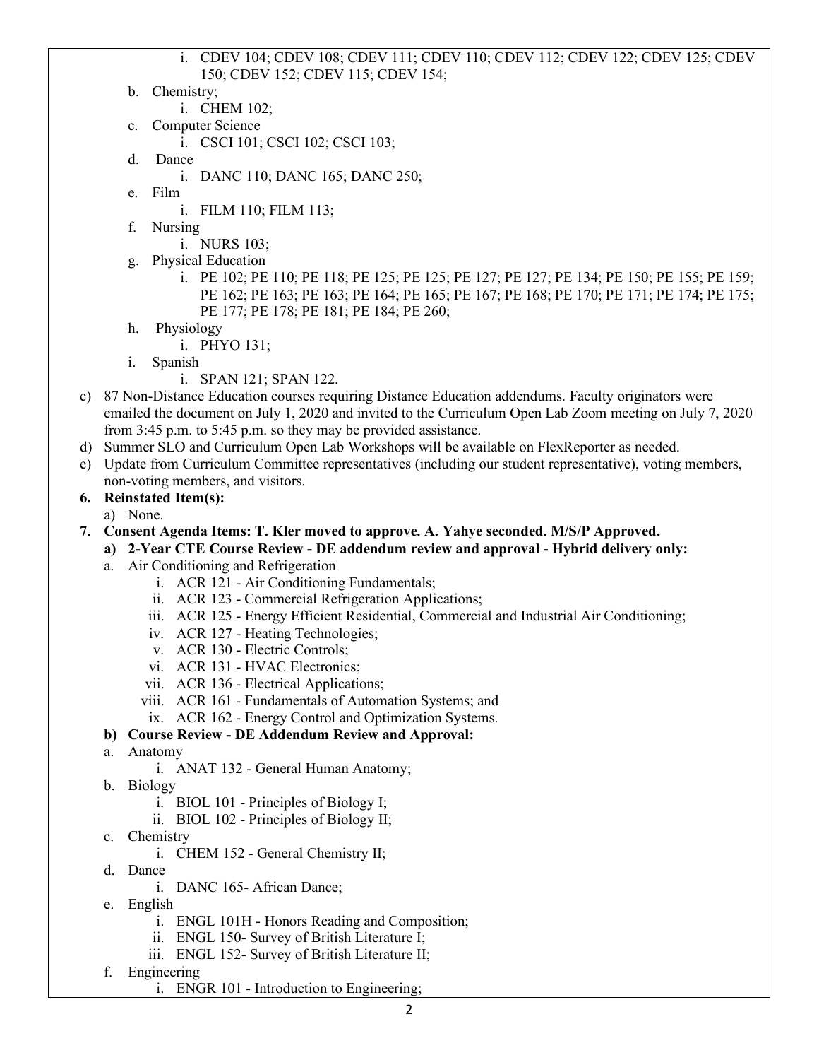i. CDEV 104; CDEV 108; CDEV 111; CDEV 110; CDEV 112; CDEV 122; CDEV 125; CDEV 150; CDEV 152; CDEV 115; CDEV 154;

   b. Chemistry;
      i. CHEM 102;
   c. Computer Science
      i. CSCI 101; CSCI 102; CSCI 103;
   d. Dance
      i. DANC 110; DANC 165; DANC 250;
   e. Film
      i. FILM 110; FILM 113;
   f. Nursing
      i. NURS 103;
   g. Physical Education
      i. PE 102; PE 110; PE 118; PE 125; PE 125; PE 127; PE 127; PE 134; PE 150; PE 155; PE 159; PE 162; PE 163; PE 163; PE 164; PE 165; PE 167; PE 168; PE 170; PE 171; PE 174; PE 175; PE 177; PE 178; PE 181; PE 184; PE 260;
   h. Physiology
      i. PHYO 131;
   i. Spanish
      i. SPAN 121; SPAN 122.

c) 87 Non-Distance Education courses requiring Distance Education addendums. Faculty originators were emailed the document on July 1, 2020 and invited to the Curriculum Open Lab Zoom meeting on July 7, 2020 from 3:45 p.m. to 5:45 p.m. so they may be provided assistance.

d) Summer SLO and Curriculum Open Lab Workshops will be available on FlexReporter as needed.

e) Update from Curriculum Committee representatives (including our student representative), voting members, non-voting members, and visitors.

**6. Reinstated Item(s):**

a) None.

**7. Consent Agenda Items: T. Kler moved to approve. A. Yahye seconded. M/S/P Approved.**

**a) 2-Year CTE Course Review - DE addendum review and approval - Hybrid delivery only:**

   a. Air Conditioning and Refrigeration
      i. ACR 121 - Air Conditioning Fundamentals;
      ii. ACR 123 - Commercial Refrigeration Applications;
      iii. ACR 125 - Energy Efficient Residential, Commercial and Industrial Air Conditioning;
      iv. ACR 127 - Heating Technologies;
      v. ACR 130 - Electric Controls;
      vi. ACR 131 - HVAC Electronics;
      vii. ACR 136 - Electrical Applications;
      viii. ACR 161 - Fundamentals of Automation Systems; and
      ix. ACR 162 - Energy Control and Optimization Systems.

**b) Course Review - DE Addendum Review and Approval:**

   a. Anatomy
      i. ANAT 132 - General Human Anatomy;
   b. Biology
      i. BIOL 101 - Principles of Biology I;
      ii. BIOL 102 - Principles of Biology II;
   c. Chemistry
      i. CHEM 152 - General Chemistry II;
   d. Dance
      i. DANC 165- African Dance;
   e. English
      i. ENGL 101H - Honors Reading and Composition;
      ii. ENGL 150- Survey of British Literature I;
      iii. ENGL 152- Survey of British Literature II;
   f. Engineering
      i. ENGR 101 - Introduction to Engineering;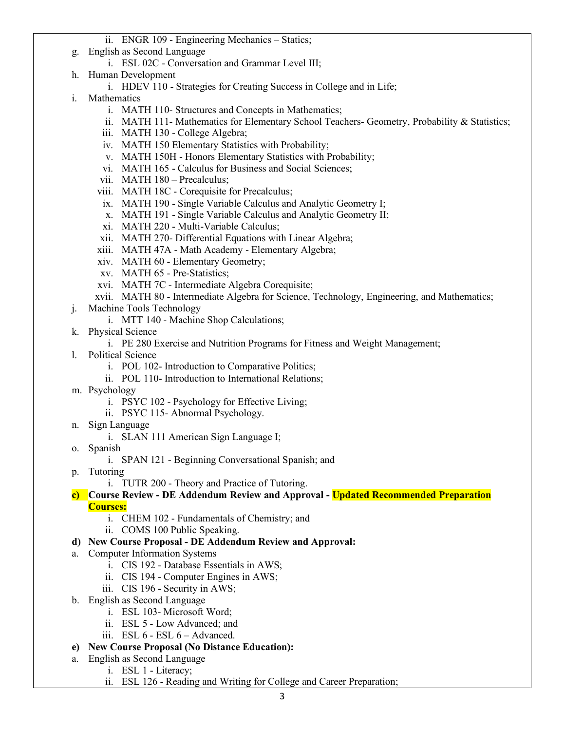ii. ENGR 109 - Engineering Mechanics – Statics;

g. English as Second Language
   i. ESL 02C - Conversation and Grammar Level III;

h. Human Development
   i. HDEV 110 - Strategies for Creating Success in College and in Life;

i. Mathematics
   i. MATH 110- Structures and Concepts in Mathematics;
   ii. MATH 111- Mathematics for Elementary School Teachers- Geometry, Probability & Statistics;
   iii. MATH 130 - College Algebra;
   iv. MATH 150 Elementary Statistics with Probability;
   v. MATH 150H - Honors Elementary Statistics with Probability;
   vi. MATH 165 - Calculus for Business and Social Sciences;
   vii. MATH 180 – Precalculus;
   viii. MATH 18C - Corequisite for Precalculus;
   ix. MATH 190 - Single Variable Calculus and Analytic Geometry I;
   x. MATH 191 - Single Variable Calculus and Analytic Geometry II;
   xi. MATH 220 - Multi-Variable Calculus;
   xii. MATH 270- Differential Equations with Linear Algebra;
   xiii. MATH 47A - Math Academy - Elementary Algebra;
   xiv. MATH 60 - Elementary Geometry;
   xv. MATH 65 - Pre-Statistics;
   xvi. MATH 7C - Intermediate Algebra Corequisite;
   xvii. MATH 80 - Intermediate Algebra for Science, Technology, Engineering, and Mathematics;

j. Machine Tools Technology
   i. MTT 140 - Machine Shop Calculations;

k. Physical Science
   i. PE 280 Exercise and Nutrition Programs for Fitness and Weight Management;

l. Political Science
   i. POL 102- Introduction to Comparative Politics;
   ii. POL 110- Introduction to International Relations;

m. Psychology
   i. PSYC 102 - Psychology for Effective Living;
   ii. PSYC 115- Abnormal Psychology.

n. Sign Language
   i. SLAN 111 American Sign Language I;

o. Spanish
   i. SPAN 121 - Beginning Conversational Spanish; and

p. Tutoring
   i. TUTR 200 - Theory and Practice of Tutoring.

**c) Course Review - DE Addendum Review and Approval - Updated Recommended Preparation Courses:**
   i. CHEM 102 - Fundamentals of Chemistry; and
   ii. COMS 100 Public Speaking.

**d) New Course Proposal - DE Addendum Review and Approval:**

a. Computer Information Systems
   i. CIS 192 - Database Essentials in AWS;
   ii. CIS 194 - Computer Engines in AWS;
   iii. CIS 196 - Security in AWS;

b. English as Second Language
   i. ESL 103- Microsoft Word;
   ii. ESL 5 - Low Advanced; and
   iii. ESL 6 - ESL 6 – Advanced.

**e) New Course Proposal (No Distance Education):**

a. English as Second Language
   i. ESL 1 - Literacy;
   ii. ESL 126 - Reading and Writing for College and Career Preparation;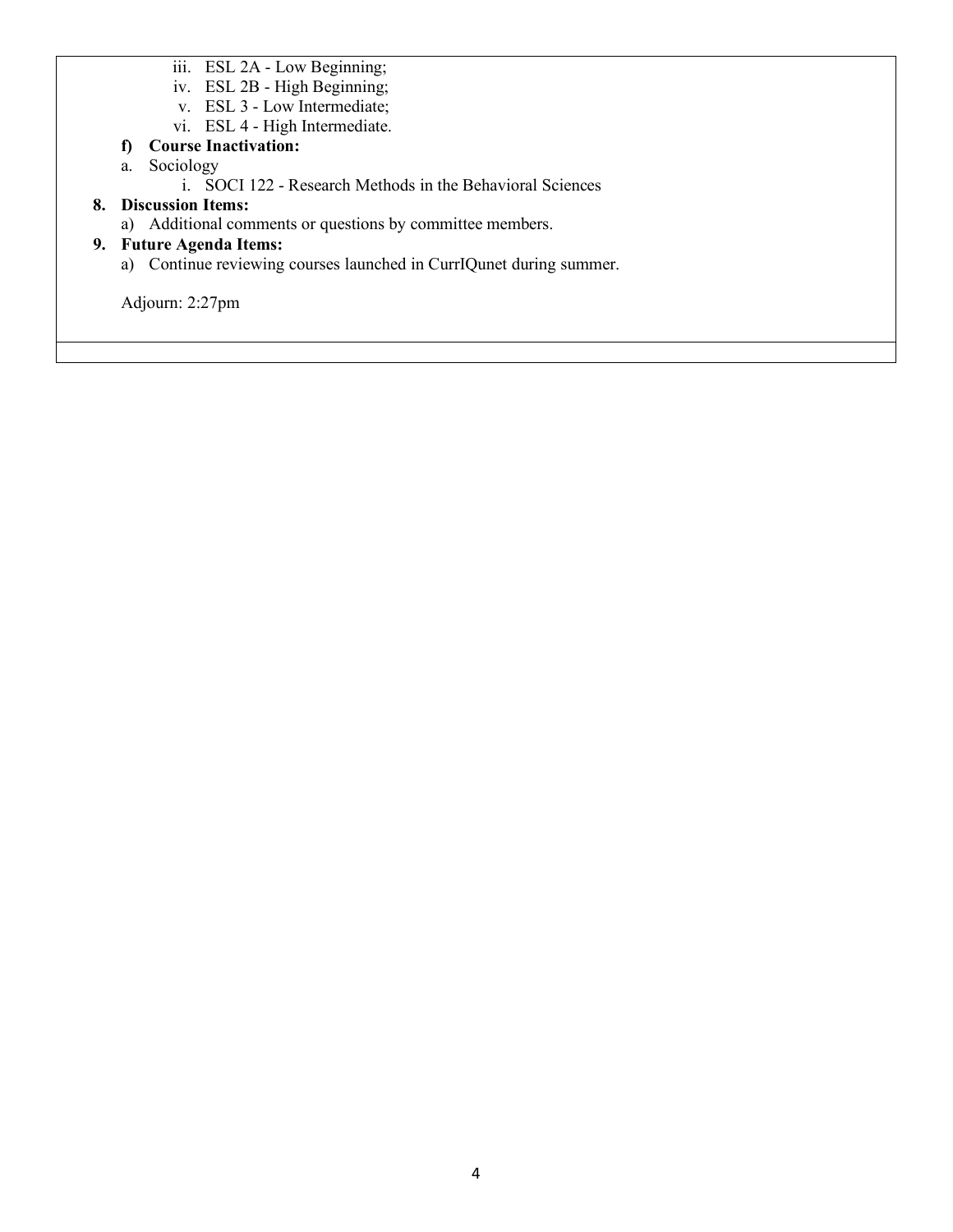iii. ESL 2A - Low Beginning;
iv. ESL 2B - High Beginning;
v. ESL 3 - Low Intermediate;
vi. ESL 4 - High Intermediate.

**f) Course Inactivation:**

a. Sociology
   i. SOCI 122 - Research Methods in the Behavioral Sciences

**8. Discussion Items:**

a) Additional comments or questions by committee members.

**9. Future Agenda Items:**

a) Continue reviewing courses launched in CurrIQunet during summer.

Adjourn: 2:27pm